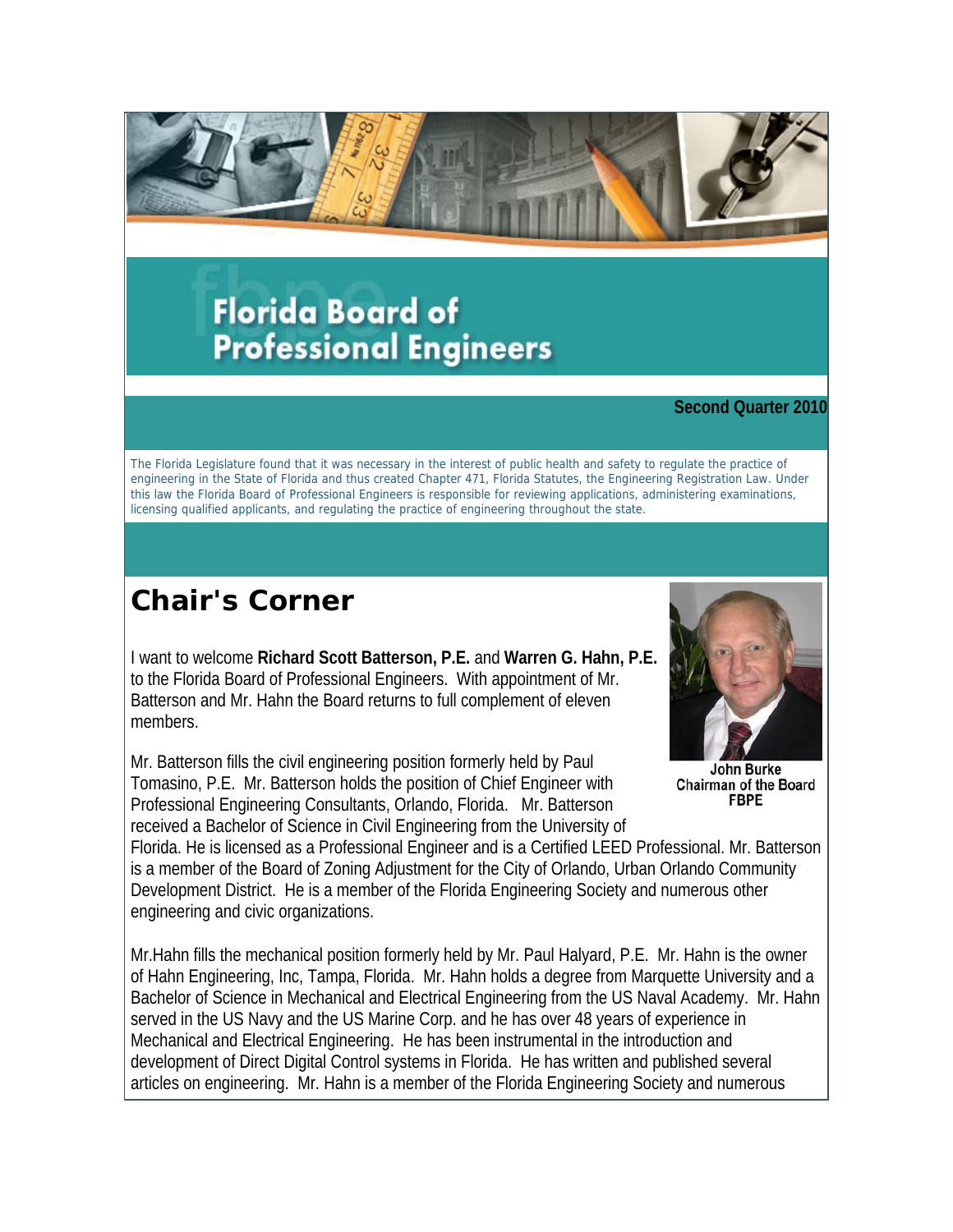# Florida Board of Professional Engineers

**Second Quarter 2010**

The Florida Legislature found that it was necessary in the interest of public health and safety to regulate the practice of engineering in the State of Florida and thus created Chapter 471, Florida Statutes, the Engineering Registration Law. Under this law the Florida Board of Professional Engineers is responsible for reviewing applications, administering examinations, licensing qualified applicants, and regulating the practice of engineering throughout the state.

## Chair's Corner

John Burke
Chairman of the Board
FBPE

I want to welcome **Richard Scott Batterson, P.E.** and **Warren G. Hahn, P.E.** to the Florida Board of Professional Engineers. With appointment of Mr. Batterson and Mr. Hahn the Board returns to full complement of eleven members.

Mr. Batterson fills the civil engineering position formerly held by Paul Tomasino, P.E. Mr. Batterson holds the position of Chief Engineer with Professional Engineering Consultants, Orlando, Florida. Mr. Batterson received a Bachelor of Science in Civil Engineering from the University of Florida. He is licensed as a Professional Engineer and is a Certified LEED Professional. Mr. Batterson is a member of the Board of Zoning Adjustment for the City of Orlando, Urban Orlando Community Development District. He is a member of the Florida Engineering Society and numerous other engineering and civic organizations.

Mr.Hahn fills the mechanical position formerly held by Mr. Paul Halyard, P.E. Mr. Hahn is the owner of Hahn Engineering, Inc, Tampa, Florida. Mr. Hahn holds a degree from Marquette University and a Bachelor of Science in Mechanical and Electrical Engineering from the US Naval Academy. Mr. Hahn served in the US Navy and the US Marine Corp. and he has over 48 years of experience in Mechanical and Electrical Engineering. He has been instrumental in the introduction and development of Direct Digital Control systems in Florida. He has written and published several articles on engineering. Mr. Hahn is a member of the Florida Engineering Society and numerous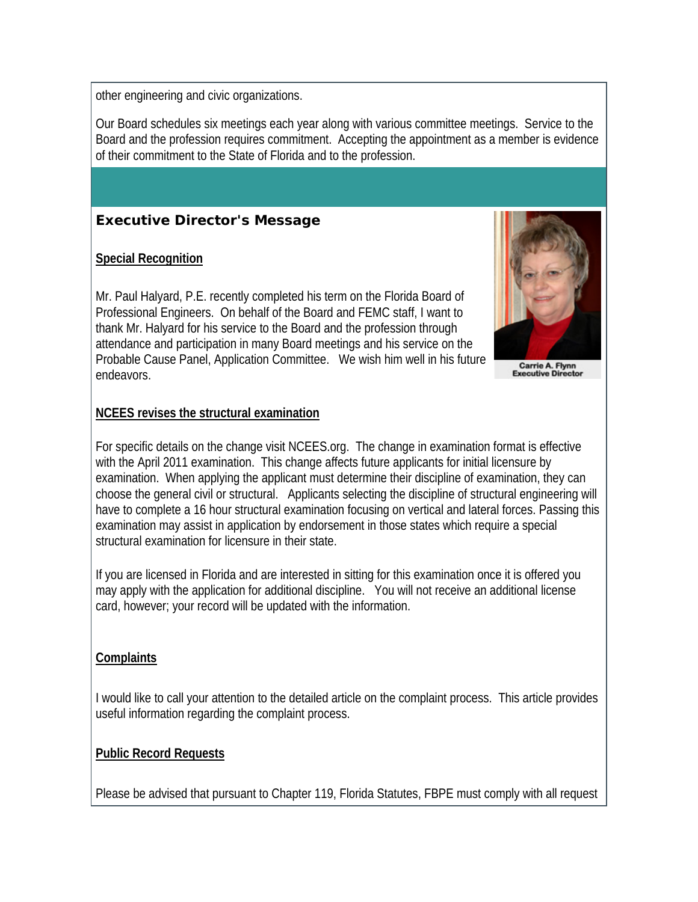other engineering and civic organizations.

Our Board schedules six meetings each year along with various committee meetings. Service to the Board and the profession requires commitment. Accepting the appointment as a member is evidence of their commitment to the State of Florida and to the profession.

## Executive Director's Message

Carrie A. Flynn
Executive Director

### Special Recognition

Mr. Paul Halyard, P.E. recently completed his term on the Florida Board of Professional Engineers. On behalf of the Board and FEMC staff, I want to thank Mr. Halyard for his service to the Board and the profession through attendance and participation in many Board meetings and his service on the Probable Cause Panel, Application Committee. We wish him well in his future endeavors.

### NCEES revises the structural examination

For specific details on the change visit NCEES.org. The change in examination format is effective with the April 2011 examination. This change affects future applicants for initial licensure by examination. When applying the applicant must determine their discipline of examination, they can choose the general civil or structural. Applicants selecting the discipline of structural engineering will have to complete a 16 hour structural examination focusing on vertical and lateral forces. Passing this examination may assist in application by endorsement in those states which require a special structural examination for licensure in their state.

If you are licensed in Florida and are interested in sitting for this examination once it is offered you may apply with the application for additional discipline. You will not receive an additional license card, however; your record will be updated with the information.

### Complaints

I would like to call your attention to the detailed article on the complaint process. This article provides useful information regarding the complaint process.

### Public Record Requests

Please be advised that pursuant to Chapter 119, Florida Statutes, FBPE must comply with all request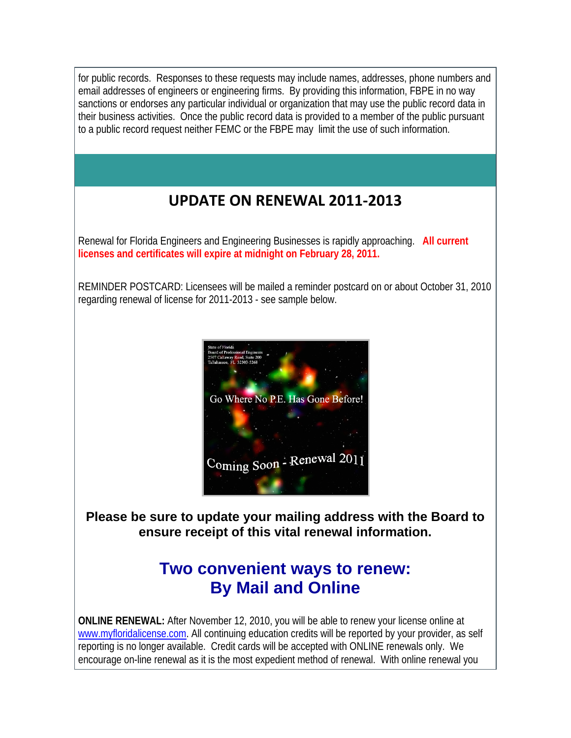for public records. Responses to these requests may include names, addresses, phone numbers and email addresses of engineers or engineering firms. By providing this information, FBPE in no way sanctions or endorses any particular individual or organization that may use the public record data in their business activities. Once the public record data is provided to a member of the public pursuant to a public record request neither FEMC or the FBPE may limit the use of such information.

## UPDATE ON RENEWAL 2011-2013

Renewal for Florida Engineers and Engineering Businesses is rapidly approaching. **All current licenses and certificates will expire at midnight on February 28, 2011.**

REMINDER POSTCARD: Licensees will be mailed a reminder postcard on or about October 31, 2010 regarding renewal of license for 2011-2013 - see sample below.

State of Florida
Board of Professional Engineers
2507 Callaway Road, Suite 200
Tallahassee, FL 32303-5268

Go Where No P.E. Has Gone Before!

Coming Soon - Renewal 2011

**Please be sure to update your mailing address with the Board to ensure receipt of this vital renewal information.**

## Two convenient ways to renew: By Mail and Online

**ONLINE RENEWAL:** After November 12, 2010, you will be able to renew your license online at www.myfloridalicense.com. All continuing education credits will be reported by your provider, as self reporting is no longer available. Credit cards will be accepted with ONLINE renewals only. We encourage on-line renewal as it is the most expedient method of renewal. With online renewal you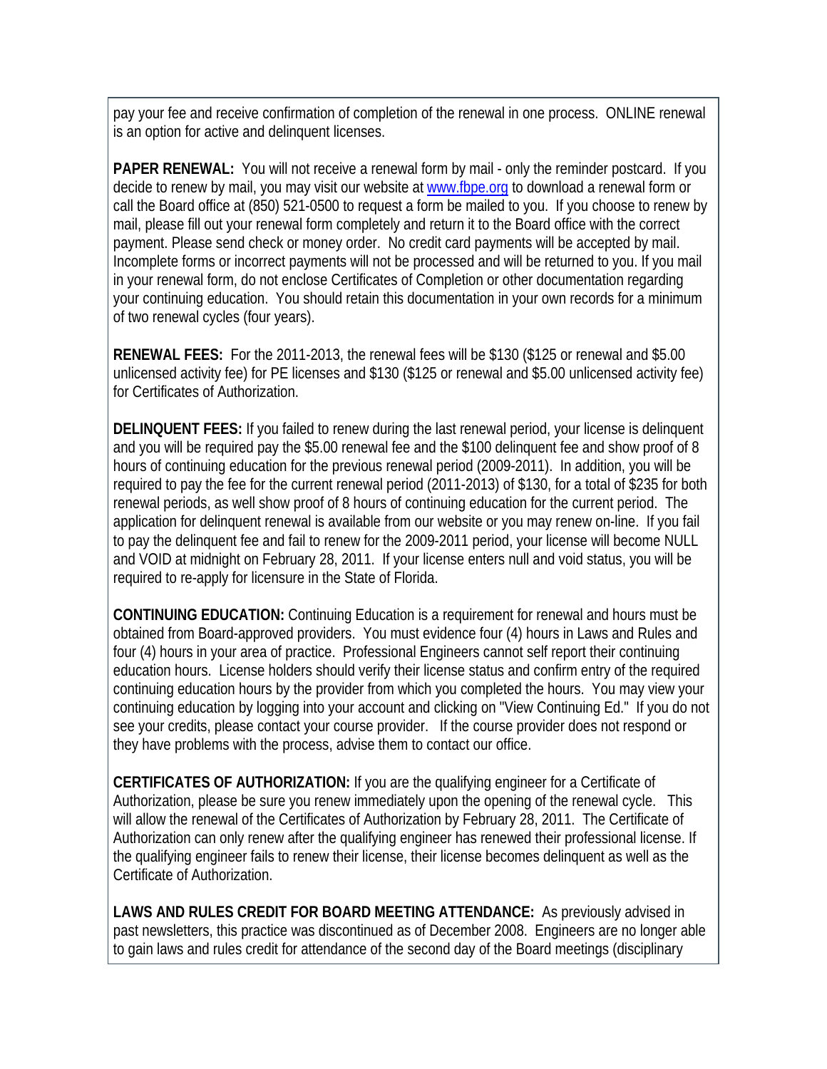pay your fee and receive confirmation of completion of the renewal in one process. ONLINE renewal is an option for active and delinquent licenses.

**PAPER RENEWAL:** You will not receive a renewal form by mail - only the reminder postcard. If you decide to renew by mail, you may visit our website at www.fbpe.org to download a renewal form or call the Board office at (850) 521-0500 to request a form be mailed to you. If you choose to renew by mail, please fill out your renewal form completely and return it to the Board office with the correct payment. Please send check or money order. No credit card payments will be accepted by mail. Incomplete forms or incorrect payments will not be processed and will be returned to you. If you mail in your renewal form, do not enclose Certificates of Completion or other documentation regarding your continuing education. You should retain this documentation in your own records for a minimum of two renewal cycles (four years).

**RENEWAL FEES:** For the 2011-2013, the renewal fees will be $130 ($125 or renewal and $5.00 unlicensed activity fee) for PE licenses and $130 ($125 or renewal and $5.00 unlicensed activity fee) for Certificates of Authorization.

**DELINQUENT FEES:** If you failed to renew during the last renewal period, your license is delinquent and you will be required pay the $5.00 renewal fee and the $100 delinquent fee and show proof of 8 hours of continuing education for the previous renewal period (2009-2011). In addition, you will be required to pay the fee for the current renewal period (2011-2013) of $130, for a total of $235 for both renewal periods, as well show proof of 8 hours of continuing education for the current period. The application for delinquent renewal is available from our website or you may renew on-line. If you fail to pay the delinquent fee and fail to renew for the 2009-2011 period, your license will become NULL and VOID at midnight on February 28, 2011. If your license enters null and void status, you will be required to re-apply for licensure in the State of Florida.

**CONTINUING EDUCATION:** Continuing Education is a requirement for renewal and hours must be obtained from Board-approved providers. You must evidence four (4) hours in Laws and Rules and four (4) hours in your area of practice. Professional Engineers cannot self report their continuing education hours. License holders should verify their license status and confirm entry of the required continuing education hours by the provider from which you completed the hours. You may view your continuing education by logging into your account and clicking on "View Continuing Ed." If you do not see your credits, please contact your course provider. If the course provider does not respond or they have problems with the process, advise them to contact our office.

**CERTIFICATES OF AUTHORIZATION:** If you are the qualifying engineer for a Certificate of Authorization, please be sure you renew immediately upon the opening of the renewal cycle. This will allow the renewal of the Certificates of Authorization by February 28, 2011. The Certificate of Authorization can only renew after the qualifying engineer has renewed their professional license. If the qualifying engineer fails to renew their license, their license becomes delinquent as well as the Certificate of Authorization.

**LAWS AND RULES CREDIT FOR BOARD MEETING ATTENDANCE:** As previously advised in past newsletters, this practice was discontinued as of December 2008. Engineers are no longer able to gain laws and rules credit for attendance of the second day of the Board meetings (disciplinary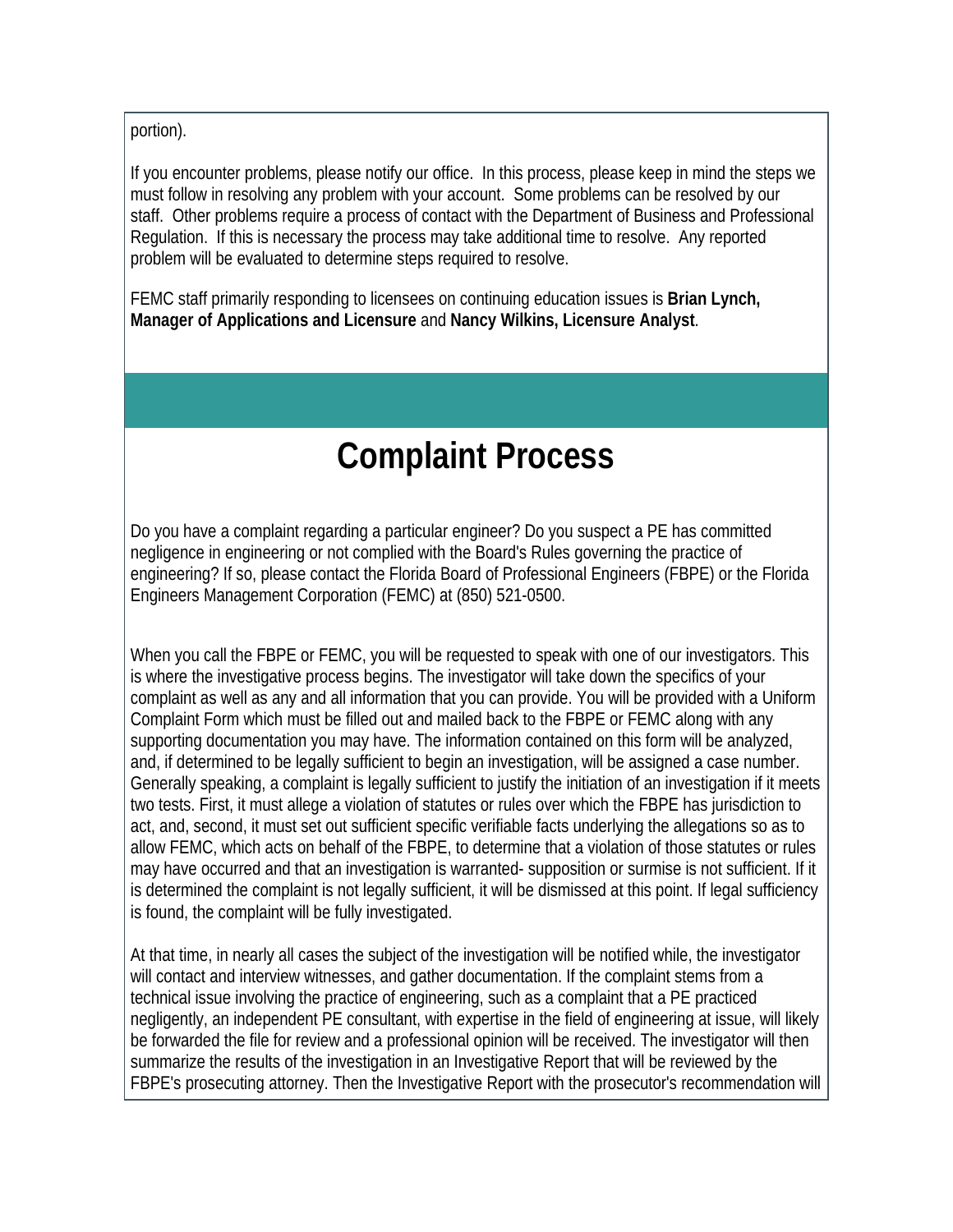portion).

If you encounter problems, please notify our office. In this process, please keep in mind the steps we must follow in resolving any problem with your account. Some problems can be resolved by our staff. Other problems require a process of contact with the Department of Business and Professional Regulation. If this is necessary the process may take additional time to resolve. Any reported problem will be evaluated to determine steps required to resolve.

FEMC staff primarily responding to licensees on continuing education issues is **Brian Lynch, Manager of Applications and Licensure** and **Nancy Wilkins, Licensure Analyst**.

# Complaint Process

Do you have a complaint regarding a particular engineer? Do you suspect a PE has committed negligence in engineering or not complied with the Board's Rules governing the practice of engineering? If so, please contact the Florida Board of Professional Engineers (FBPE) or the Florida Engineers Management Corporation (FEMC) at (850) 521-0500.

When you call the FBPE or FEMC, you will be requested to speak with one of our investigators. This is where the investigative process begins. The investigator will take down the specifics of your complaint as well as any and all information that you can provide. You will be provided with a Uniform Complaint Form which must be filled out and mailed back to the FBPE or FEMC along with any supporting documentation you may have. The information contained on this form will be analyzed, and, if determined to be legally sufficient to begin an investigation, will be assigned a case number. Generally speaking, a complaint is legally sufficient to justify the initiation of an investigation if it meets two tests. First, it must allege a violation of statutes or rules over which the FBPE has jurisdiction to act, and, second, it must set out sufficient specific verifiable facts underlying the allegations so as to allow FEMC, which acts on behalf of the FBPE, to determine that a violation of those statutes or rules may have occurred and that an investigation is warranted- supposition or surmise is not sufficient. If it is determined the complaint is not legally sufficient, it will be dismissed at this point. If legal sufficiency is found, the complaint will be fully investigated.

At that time, in nearly all cases the subject of the investigation will be notified while, the investigator will contact and interview witnesses, and gather documentation. If the complaint stems from a technical issue involving the practice of engineering, such as a complaint that a PE practiced negligently, an independent PE consultant, with expertise in the field of engineering at issue, will likely be forwarded the file for review and a professional opinion will be received. The investigator will then summarize the results of the investigation in an Investigative Report that will be reviewed by the FBPE's prosecuting attorney. Then the Investigative Report with the prosecutor's recommendation will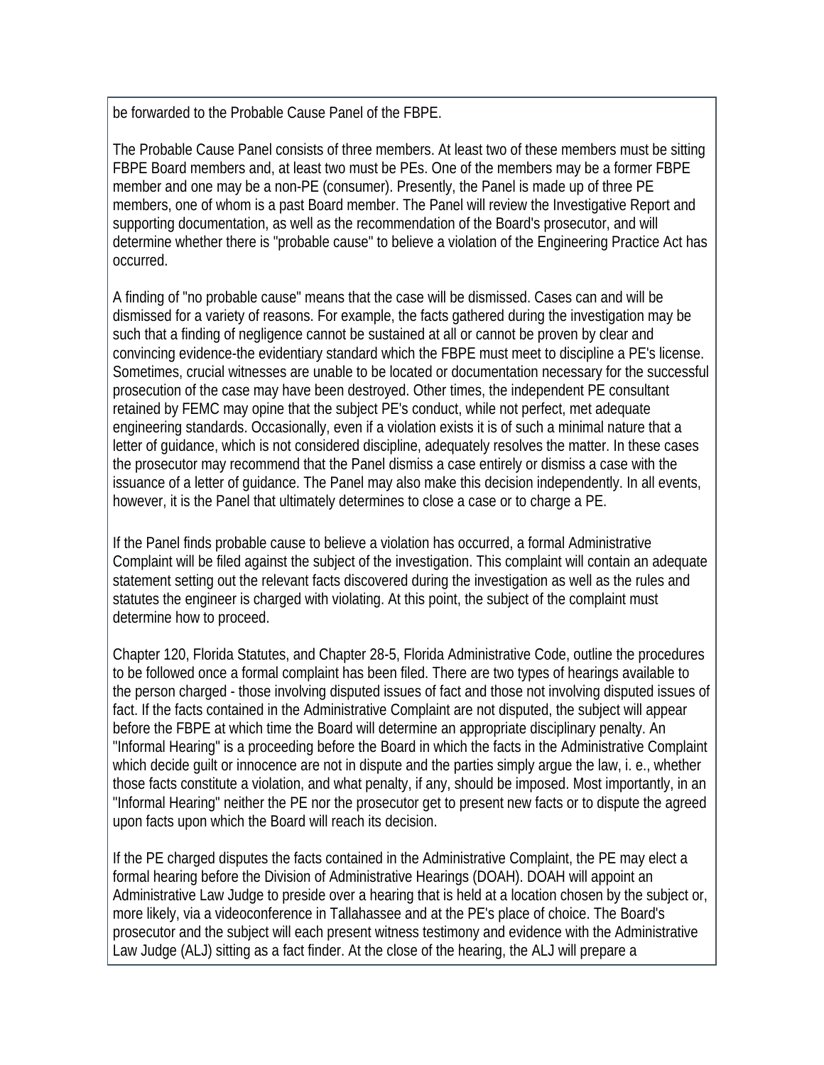be forwarded to the Probable Cause Panel of the FBPE.

The Probable Cause Panel consists of three members. At least two of these members must be sitting FBPE Board members and, at least two must be PEs. One of the members may be a former FBPE member and one may be a non-PE (consumer). Presently, the Panel is made up of three PE members, one of whom is a past Board member. The Panel will review the Investigative Report and supporting documentation, as well as the recommendation of the Board's prosecutor, and will determine whether there is "probable cause" to believe a violation of the Engineering Practice Act has occurred.

A finding of "no probable cause" means that the case will be dismissed. Cases can and will be dismissed for a variety of reasons. For example, the facts gathered during the investigation may be such that a finding of negligence cannot be sustained at all or cannot be proven by clear and convincing evidence-the evidentiary standard which the FBPE must meet to discipline a PE's license. Sometimes, crucial witnesses are unable to be located or documentation necessary for the successful prosecution of the case may have been destroyed. Other times, the independent PE consultant retained by FEMC may opine that the subject PE's conduct, while not perfect, met adequate engineering standards. Occasionally, even if a violation exists it is of such a minimal nature that a letter of guidance, which is not considered discipline, adequately resolves the matter. In these cases the prosecutor may recommend that the Panel dismiss a case entirely or dismiss a case with the issuance of a letter of guidance. The Panel may also make this decision independently. In all events, however, it is the Panel that ultimately determines to close a case or to charge a PE.

If the Panel finds probable cause to believe a violation has occurred, a formal Administrative Complaint will be filed against the subject of the investigation. This complaint will contain an adequate statement setting out the relevant facts discovered during the investigation as well as the rules and statutes the engineer is charged with violating. At this point, the subject of the complaint must determine how to proceed.

Chapter 120, Florida Statutes, and Chapter 28-5, Florida Administrative Code, outline the procedures to be followed once a formal complaint has been filed. There are two types of hearings available to the person charged - those involving disputed issues of fact and those not involving disputed issues of fact. If the facts contained in the Administrative Complaint are not disputed, the subject will appear before the FBPE at which time the Board will determine an appropriate disciplinary penalty. An "Informal Hearing" is a proceeding before the Board in which the facts in the Administrative Complaint which decide guilt or innocence are not in dispute and the parties simply argue the law, i. e., whether those facts constitute a violation, and what penalty, if any, should be imposed. Most importantly, in an "Informal Hearing" neither the PE nor the prosecutor get to present new facts or to dispute the agreed upon facts upon which the Board will reach its decision.

If the PE charged disputes the facts contained in the Administrative Complaint, the PE may elect a formal hearing before the Division of Administrative Hearings (DOAH). DOAH will appoint an Administrative Law Judge to preside over a hearing that is held at a location chosen by the subject or, more likely, via a videoconference in Tallahassee and at the PE's place of choice. The Board's prosecutor and the subject will each present witness testimony and evidence with the Administrative Law Judge (ALJ) sitting as a fact finder. At the close of the hearing, the ALJ will prepare a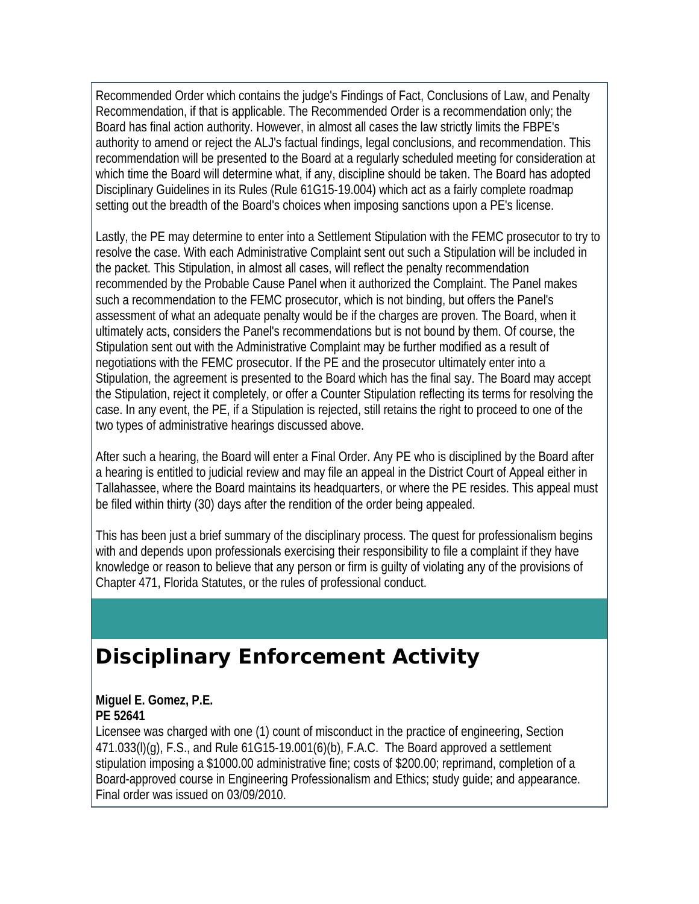Recommended Order which contains the judge's Findings of Fact, Conclusions of Law, and Penalty Recommendation, if that is applicable. The Recommended Order is a recommendation only; the Board has final action authority. However, in almost all cases the law strictly limits the FBPE's authority to amend or reject the ALJ's factual findings, legal conclusions, and recommendation. This recommendation will be presented to the Board at a regularly scheduled meeting for consideration at which time the Board will determine what, if any, discipline should be taken. The Board has adopted Disciplinary Guidelines in its Rules (Rule 61G15-19.004) which act as a fairly complete roadmap setting out the breadth of the Board's choices when imposing sanctions upon a PE's license.

Lastly, the PE may determine to enter into a Settlement Stipulation with the FEMC prosecutor to try to resolve the case. With each Administrative Complaint sent out such a Stipulation will be included in the packet. This Stipulation, in almost all cases, will reflect the penalty recommendation recommended by the Probable Cause Panel when it authorized the Complaint. The Panel makes such a recommendation to the FEMC prosecutor, which is not binding, but offers the Panel's assessment of what an adequate penalty would be if the charges are proven. The Board, when it ultimately acts, considers the Panel's recommendations but is not bound by them. Of course, the Stipulation sent out with the Administrative Complaint may be further modified as a result of negotiations with the FEMC prosecutor. If the PE and the prosecutor ultimately enter into a Stipulation, the agreement is presented to the Board which has the final say. The Board may accept the Stipulation, reject it completely, or offer a Counter Stipulation reflecting its terms for resolving the case. In any event, the PE, if a Stipulation is rejected, still retains the right to proceed to one of the two types of administrative hearings discussed above.

After such a hearing, the Board will enter a Final Order. Any PE who is disciplined by the Board after a hearing is entitled to judicial review and may file an appeal in the District Court of Appeal either in Tallahassee, where the Board maintains its headquarters, or where the PE resides. This appeal must be filed within thirty (30) days after the rendition of the order being appealed.

This has been just a brief summary of the disciplinary process. The quest for professionalism begins with and depends upon professionals exercising their responsibility to file a complaint if they have knowledge or reason to believe that any person or firm is guilty of violating any of the provisions of Chapter 471, Florida Statutes, or the rules of professional conduct.

# Disciplinary Enforcement Activity

**Miguel E. Gomez, P.E.**
**PE 52641**
Licensee was charged with one (1) count of misconduct in the practice of engineering, Section 471.033(l)(g), F.S., and Rule 61G15-19.001(6)(b), F.A.C. The Board approved a settlement stipulation imposing a $1000.00 administrative fine; costs of $200.00; reprimand, completion of a Board-approved course in Engineering Professionalism and Ethics; study guide; and appearance. Final order was issued on 03/09/2010.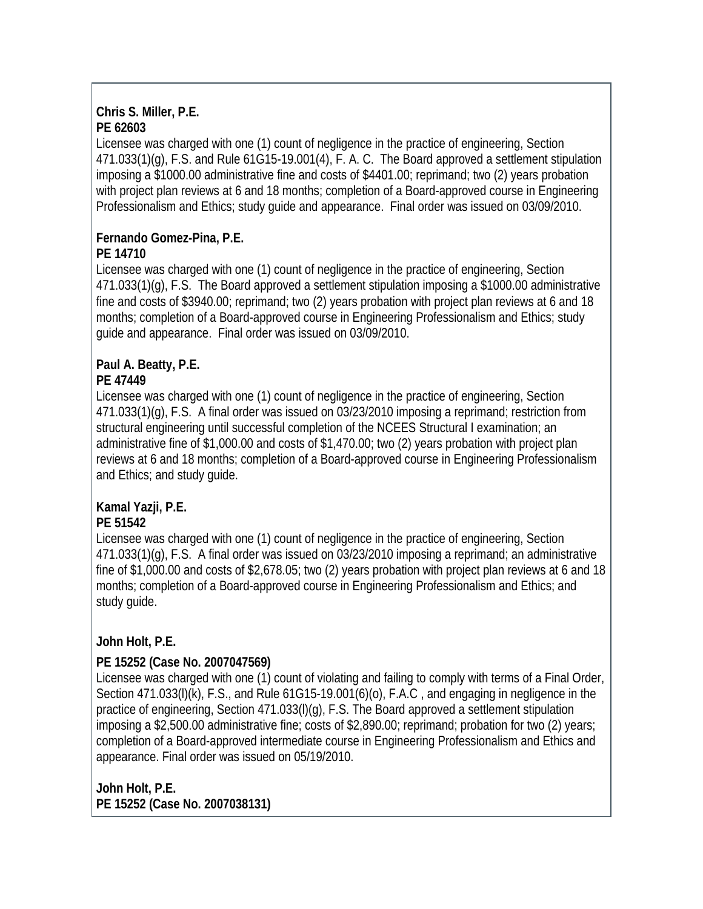**Chris S. Miller, P.E.**
**PE 62603**
Licensee was charged with one (1) count of negligence in the practice of engineering, Section 471.033(1)(g), F.S. and Rule 61G15-19.001(4), F. A. C. The Board approved a settlement stipulation imposing a $1000.00 administrative fine and costs of $4401.00; reprimand; two (2) years probation with project plan reviews at 6 and 18 months; completion of a Board-approved course in Engineering Professionalism and Ethics; study guide and appearance. Final order was issued on 03/09/2010.

**Fernando Gomez-Pina, P.E.**
**PE 14710**
Licensee was charged with one (1) count of negligence in the practice of engineering, Section 471.033(1)(g), F.S. The Board approved a settlement stipulation imposing a $1000.00 administrative fine and costs of $3940.00; reprimand; two (2) years probation with project plan reviews at 6 and 18 months; completion of a Board-approved course in Engineering Professionalism and Ethics; study guide and appearance. Final order was issued on 03/09/2010.

**Paul A. Beatty, P.E.**
**PE 47449**
Licensee was charged with one (1) count of negligence in the practice of engineering, Section 471.033(1)(g), F.S. A final order was issued on 03/23/2010 imposing a reprimand; restriction from structural engineering until successful completion of the NCEES Structural I examination; an administrative fine of $1,000.00 and costs of $1,470.00; two (2) years probation with project plan reviews at 6 and 18 months; completion of a Board-approved course in Engineering Professionalism and Ethics; and study guide.

**Kamal Yazji, P.E.**
**PE 51542**
Licensee was charged with one (1) count of negligence in the practice of engineering, Section 471.033(1)(g), F.S. A final order was issued on 03/23/2010 imposing a reprimand; an administrative fine of $1,000.00 and costs of $2,678.05; two (2) years probation with project plan reviews at 6 and 18 months; completion of a Board-approved course in Engineering Professionalism and Ethics; and study guide.

**John Holt, P.E.**

**PE 15252 (Case No. 2007047569)**
Licensee was charged with one (1) count of violating and failing to comply with terms of a Final Order, Section 471.033(l)(k), F.S., and Rule 61G15-19.001(6)(o), F.A.C , and engaging in negligence in the practice of engineering, Section 471.033(l)(g), F.S. The Board approved a settlement stipulation imposing a $2,500.00 administrative fine; costs of $2,890.00; reprimand; probation for two (2) years; completion of a Board-approved intermediate course in Engineering Professionalism and Ethics and appearance. Final order was issued on 05/19/2010.

**John Holt, P.E.**
**PE 15252 (Case No. 2007038131)**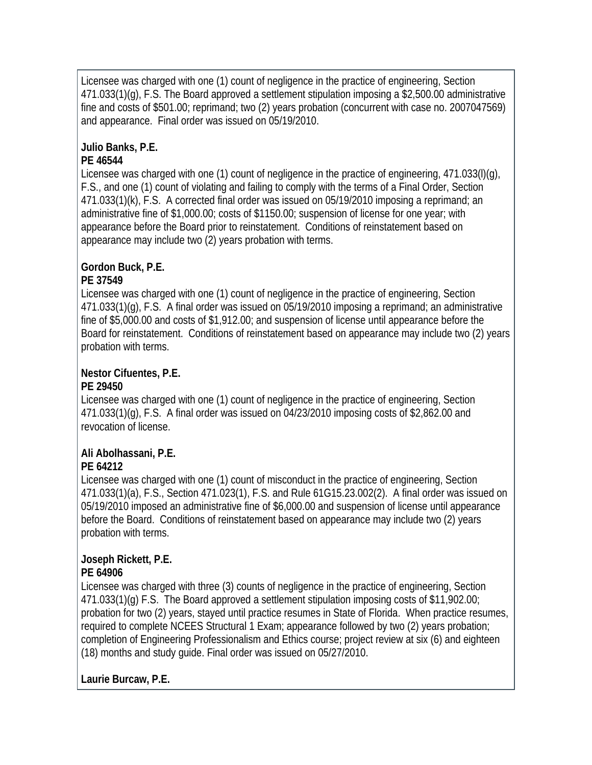Licensee was charged with one (1) count of negligence in the practice of engineering, Section 471.033(1)(g), F.S. The Board approved a settlement stipulation imposing a $2,500.00 administrative fine and costs of $501.00; reprimand; two (2) years probation (concurrent with case no. 2007047569) and appearance. Final order was issued on 05/19/2010.

**Julio Banks, P.E.**
**PE 46544**

Licensee was charged with one (1) count of negligence in the practice of engineering, 471.033(l)(g), F.S., and one (1) count of violating and failing to comply with the terms of a Final Order, Section 471.033(1)(k), F.S. A corrected final order was issued on 05/19/2010 imposing a reprimand; an administrative fine of $1,000.00; costs of $1150.00; suspension of license for one year; with appearance before the Board prior to reinstatement. Conditions of reinstatement based on appearance may include two (2) years probation with terms.

**Gordon Buck, P.E.**
**PE 37549**

Licensee was charged with one (1) count of negligence in the practice of engineering, Section 471.033(1)(g), F.S. A final order was issued on 05/19/2010 imposing a reprimand; an administrative fine of $5,000.00 and costs of $1,912.00; and suspension of license until appearance before the Board for reinstatement. Conditions of reinstatement based on appearance may include two (2) years probation with terms.

**Nestor Cifuentes, P.E.**
**PE 29450**

Licensee was charged with one (1) count of negligence in the practice of engineering, Section 471.033(1)(g), F.S. A final order was issued on 04/23/2010 imposing costs of $2,862.00 and revocation of license.

**Ali Abolhassani, P.E.**
**PE 64212**

Licensee was charged with one (1) count of misconduct in the practice of engineering, Section 471.033(1)(a), F.S., Section 471.023(1), F.S. and Rule 61G15.23.002(2). A final order was issued on 05/19/2010 imposed an administrative fine of $6,000.00 and suspension of license until appearance before the Board. Conditions of reinstatement based on appearance may include two (2) years probation with terms.

**Joseph Rickett, P.E.**
**PE 64906**

Licensee was charged with three (3) counts of negligence in the practice of engineering, Section 471.033(1)(g) F.S. The Board approved a settlement stipulation imposing costs of $11,902.00; probation for two (2) years, stayed until practice resumes in State of Florida. When practice resumes, required to complete NCEES Structural 1 Exam; appearance followed by two (2) years probation; completion of Engineering Professionalism and Ethics course; project review at six (6) and eighteen (18) months and study guide. Final order was issued on 05/27/2010.

**Laurie Burcaw, P.E.**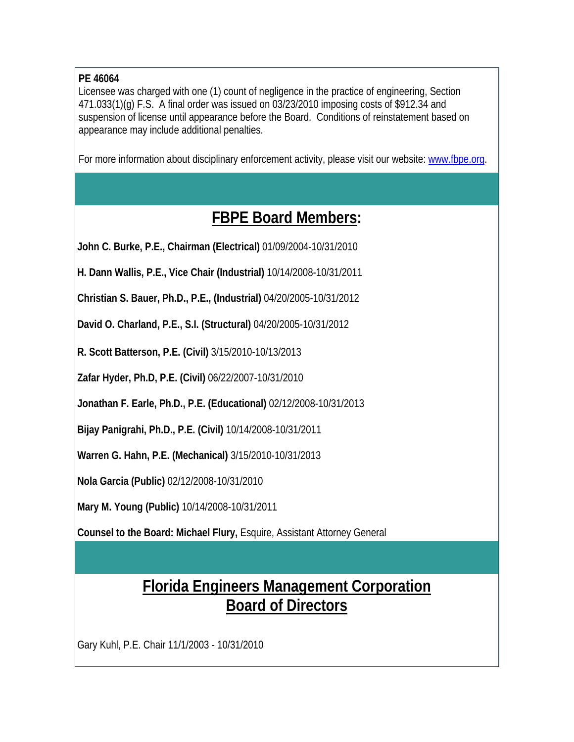**PE 46064**

Licensee was charged with one (1) count of negligence in the practice of engineering, Section 471.033(1)(g) F.S. A final order was issued on 03/23/2010 imposing costs of $912.34 and suspension of license until appearance before the Board. Conditions of reinstatement based on appearance may include additional penalties.

For more information about disciplinary enforcement activity, please visit our website: www.fbpe.org.

## FBPE Board Members:

**John C. Burke, P.E., Chairman (Electrical)** 01/09/2004-10/31/2010

**H. Dann Wallis, P.E., Vice Chair (Industrial)** 10/14/2008-10/31/2011

**Christian S. Bauer, Ph.D., P.E., (Industrial)** 04/20/2005-10/31/2012

**David O. Charland, P.E., S.I. (Structural)** 04/20/2005-10/31/2012

**R. Scott Batterson, P.E. (Civil)** 3/15/2010-10/13/2013

**Zafar Hyder, Ph.D, P.E. (Civil)** 06/22/2007-10/31/2010

**Jonathan F. Earle, Ph.D., P.E. (Educational)** 02/12/2008-10/31/2013

**Bijay Panigrahi, Ph.D., P.E. (Civil)** 10/14/2008-10/31/2011

**Warren G. Hahn, P.E. (Mechanical)** 3/15/2010-10/31/2013

**Nola Garcia (Public)** 02/12/2008-10/31/2010

**Mary M. Young (Public)** 10/14/2008-10/31/2011

**Counsel to the Board: Michael Flury,** Esquire, Assistant Attorney General

## Florida Engineers Management Corporation Board of Directors

Gary Kuhl, P.E. Chair 11/1/2003 - 10/31/2010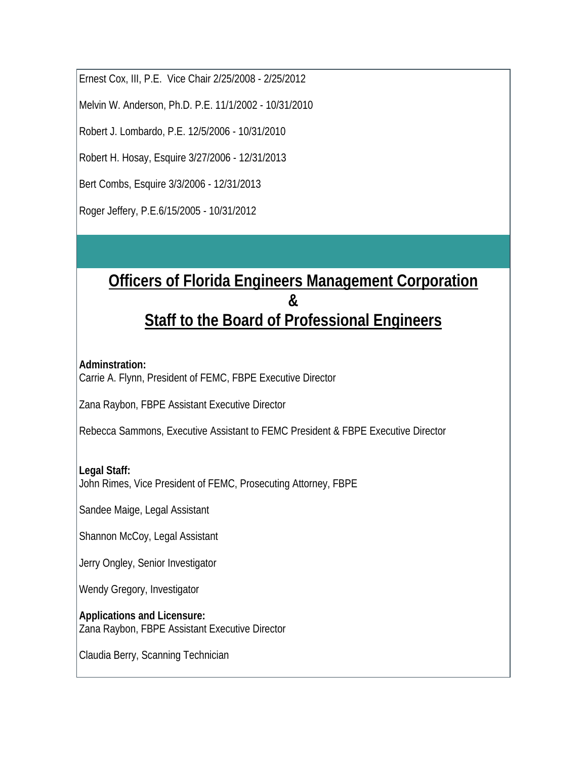Ernest Cox, III, P.E.  Vice Chair 2/25/2008 - 2/25/2012

Melvin W. Anderson, Ph.D. P.E. 11/1/2002 - 10/31/2010

Robert J. Lombardo, P.E. 12/5/2006 - 10/31/2010

Robert H. Hosay, Esquire 3/27/2006 - 12/31/2013

Bert Combs, Esquire 3/3/2006 - 12/31/2013

Roger Jeffery, P.E.6/15/2005 - 10/31/2012

## Officers of Florida Engineers Management Corporation & Staff to the Board of Professional Engineers

**Adminstration:**
Carrie A. Flynn, President of FEMC, FBPE Executive Director

Zana Raybon, FBPE Assistant Executive Director

Rebecca Sammons, Executive Assistant to FEMC President & FBPE Executive Director

**Legal Staff:**
John Rimes, Vice President of FEMC, Prosecuting Attorney, FBPE

Sandee Maige, Legal Assistant

Shannon McCoy, Legal Assistant

Jerry Ongley, Senior Investigator

Wendy Gregory, Investigator

**Applications and Licensure:**
Zana Raybon, FBPE Assistant Executive Director

Claudia Berry, Scanning Technician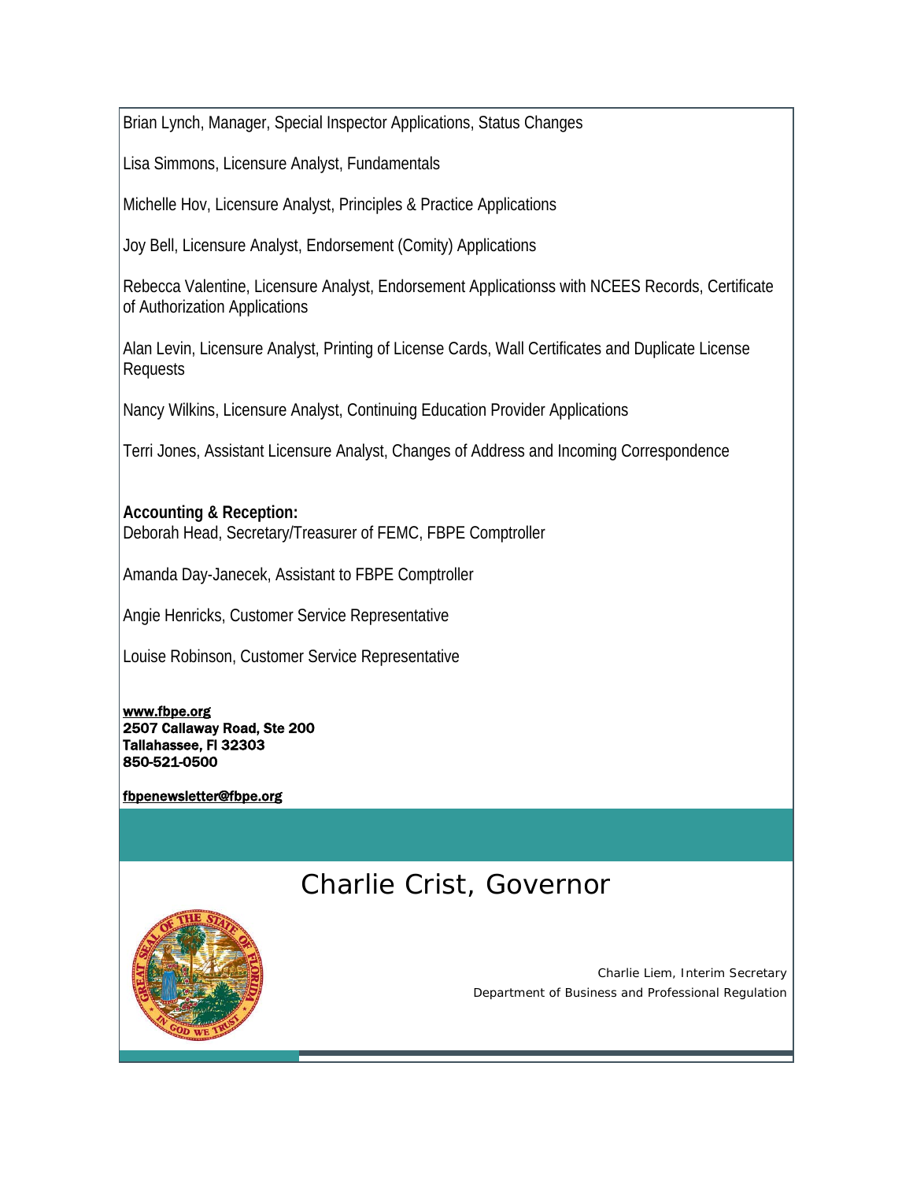Brian Lynch, Manager, Special Inspector Applications, Status Changes

Lisa Simmons, Licensure Analyst, Fundamentals

Michelle Hov, Licensure Analyst, Principles & Practice Applications

Joy Bell, Licensure Analyst, Endorsement (Comity) Applications

Rebecca Valentine, Licensure Analyst, Endorsement Applicationss with NCEES Records, Certificate of Authorization Applications

Alan Levin, Licensure Analyst, Printing of License Cards, Wall Certificates and Duplicate License Requests

Nancy Wilkins, Licensure Analyst, Continuing Education Provider Applications

Terri Jones, Assistant Licensure Analyst, Changes of Address and Incoming Correspondence

**Accounting & Reception:**
Deborah Head, Secretary/Treasurer of FEMC, FBPE Comptroller

Amanda Day-Janecek, Assistant to FBPE Comptroller

Angie Henricks, Customer Service Representative

Louise Robinson, Customer Service Representative

**www.fbpe.org**
**2507 Callaway Road, Ste 200**
**Tallahassee, Fl 32303**
**850-521-0500**

**fbpenewsletter@fbpe.org**

Charlie Crist, Governor

Charlie Liem, Interim Secretary
Department of Business and Professional Regulation